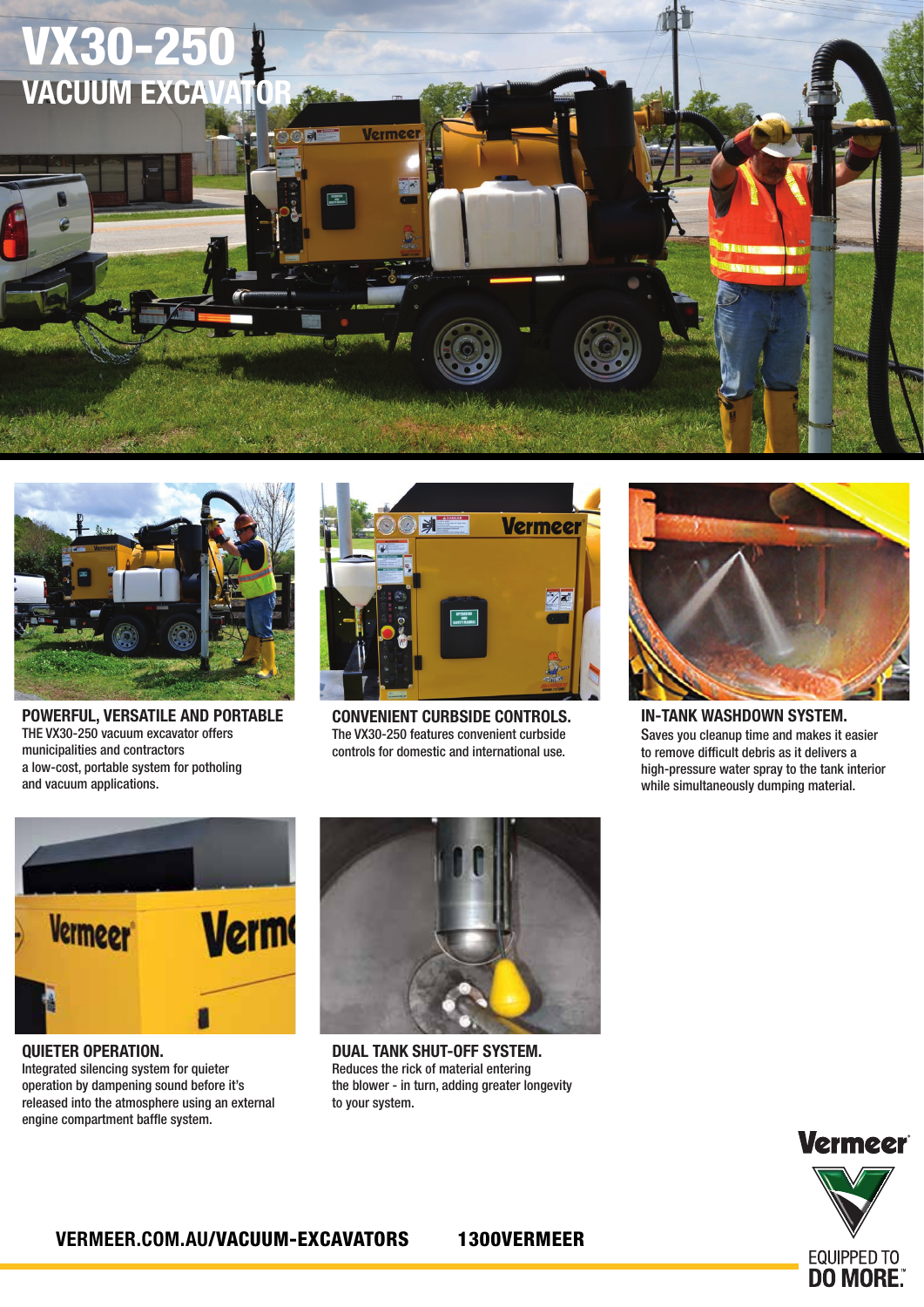# VX30-250

## VACUUM EXCAVATOR

### POWERFUL, VERSATILE AND PORTABLE

THE VX30-250 vacuum excavator offers municipalities and contractors a low-cost, portable system for potholing and vacuum applications.

### CONVENIENT CURBSIDE CONTROLS.

The VX30-250 features convenient curbside controls for domestic and international use.

### IN-TANK WASHDOWN SYSTEM.

Saves you cleanup time and makes it easier to remove difficult debris as it delivers a high-pressure water spray to the tank interior while simultaneously dumping material.

### QUIETER OPERATION.

Integrated silencing system for quieter operation by dampening sound before it's released into the atmosphere using an external engine compartment baffle system.

### DUAL TANK SHUT-OFF SYSTEM.

Reduces the rick of material entering the blower - in turn, adding greater longevity to your system.

VERMEER.COM.AU/VACUUM-EXCAVATORS 1300VERMEER

Vermeer

EQUIPPED TO DO MORE.™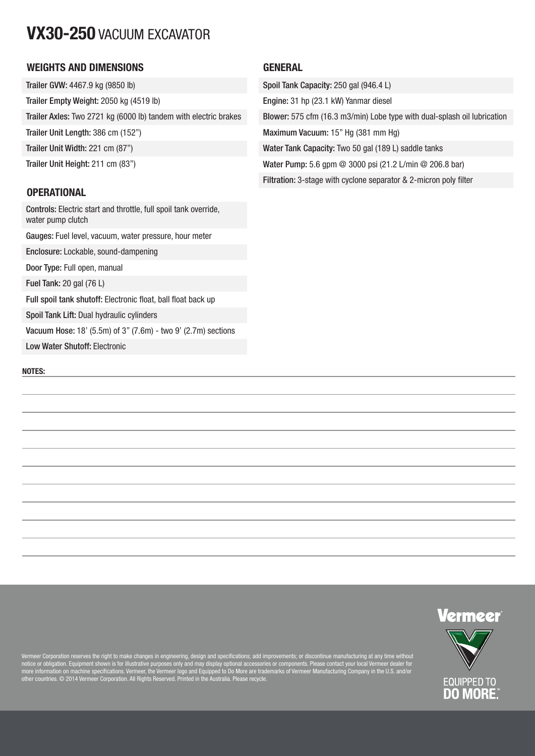# **VX30-250** VACUUM EXCAVATOR

## WEIGHTS AND DIMENSIONS

**Trailer GVW:** 4467.9 kg (9850 lb)

**Trailer Empty Weight:** 2050 kg (4519 lb)

**Trailer Axles:** Two 2721 kg (6000 lb) tandem with electric brakes

**Trailer Unit Length:** 386 cm (152”)

**Trailer Unit Width:** 221 cm (87”)

**Trailer Unit Height:** 211 cm (83”)

## OPERATIONAL

**Controls:** Electric start and throttle, full spoil tank override, water pump clutch

**Gauges:** Fuel level, vacuum, water pressure, hour meter

**Enclosure:** Lockable, sound-dampening

**Door Type:** Full open, manual

**Fuel Tank:** 20 gal (76 L)

**Full spoil tank shutoff:** Electronic float, ball float back up

**Spoil Tank Lift:** Dual hydraulic cylinders

**Vacuum Hose:** 18’ (5.5m) of 3” (7.6m) - two 9’ (2.7m) sections

**Low Water Shutoff:** Electronic

## GENERAL

**Spoil Tank Capacity:** 250 gal (946.4 L)

**Engine:** 31 hp (23.1 kW) Yanmar diesel

**Blower:** 575 cfm (16.3 m3/min) Lobe type with dual-splash oil lubrication

**Maximum Vacuum:** 15” Hg (381 mm Hg)

**Water Tank Capacity:** Two 50 gal (189 L) saddle tanks

**Water Pump:** 5.6 gpm @ 3000 psi (21.2 L/min @ 206.8 bar)

**Filtration:** 3-stage with cyclone separator & 2-micron poly filter

**NOTES:**

Vermeer Corporation reserves the right to make changes in engineering, design and specifications; add improvements; or discontinue manufacturing at any time without notice or obligation. Equipment shown is for illustrative purposes only and may display optional accessories or components. Please contact your local Vermeer dealer for more information on machine specifications. Vermeer, the Vermeer logo and Equipped to Do More are trademarks of Vermeer Manufacturing Company in the U.S. and/or other countries. © 2014 Vermeer Corporation. All Rights Reserved. Printed in the Australia. Please recycle.

Vermeer

EQUIPPED TO **DO MORE.**™